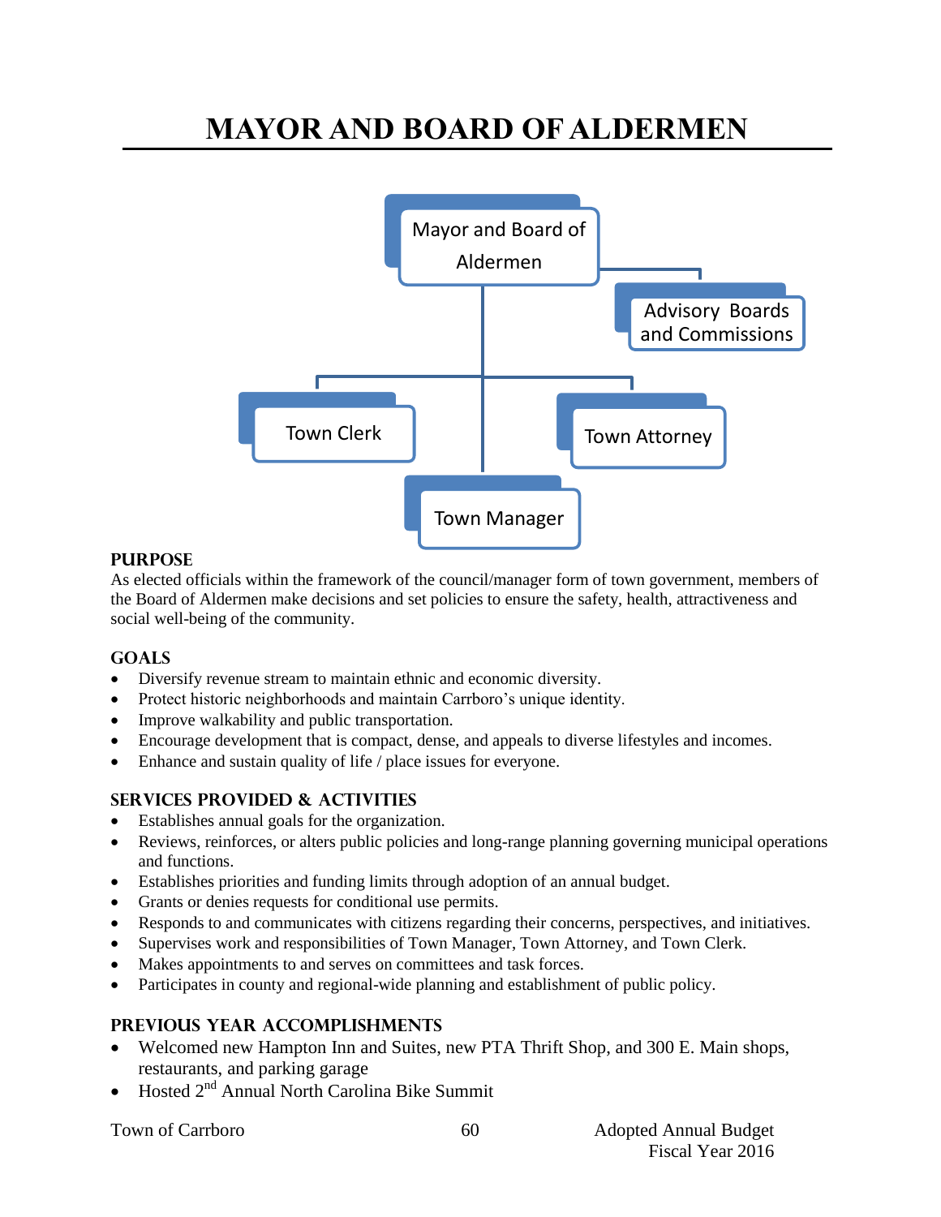# MAYOR AND BOARD OF ALDERMEN

Mayor and Board of Aldermen

Advisory Boards and Commissions

Town Clerk

Town Attorney

Town Manager

## PURPOSE

As elected officials within the framework of the council/manager form of town government, members of the Board of Aldermen make decisions and set policies to ensure the safety, health, attractiveness and social well-being of the community.

## GOALS

- Diversify revenue stream to maintain ethnic and economic diversity.
- Protect historic neighborhoods and maintain Carrboro's unique identity.
- Improve walkability and public transportation.
- Encourage development that is compact, dense, and appeals to diverse lifestyles and incomes.
- Enhance and sustain quality of life / place issues for everyone.

## SERVICES PROVIDED & ACTIVITIES

- Establishes annual goals for the organization.
- Reviews, reinforces, or alters public policies and long-range planning governing municipal operations and functions.
- Establishes priorities and funding limits through adoption of an annual budget.
- Grants or denies requests for conditional use permits.
- Responds to and communicates with citizens regarding their concerns, perspectives, and initiatives.
- Supervises work and responsibilities of Town Manager, Town Attorney, and Town Clerk.
- Makes appointments to and serves on committees and task forces.
- Participates in county and regional-wide planning and establishment of public policy.

## PREVIOUS YEAR ACCOMPLISHMENTS

- Welcomed new Hampton Inn and Suites, new PTA Thrift Shop, and 300 E. Main shops, restaurants, and parking garage
- Hosted 2nd Annual North Carolina Bike Summit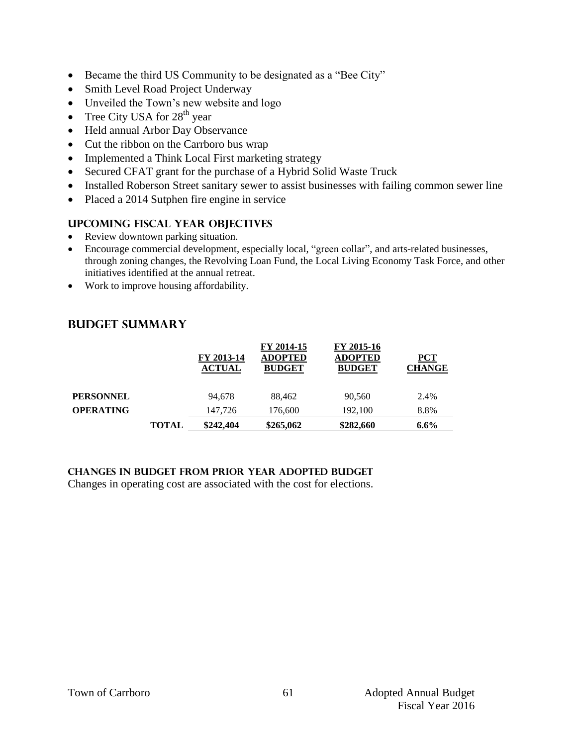- Became the third US Community to be designated as a "Bee City"
- Smith Level Road Project Underway
- Unveiled the Town's new website and logo
- Tree City USA for 28th year
- Held annual Arbor Day Observance
- Cut the ribbon on the Carrboro bus wrap
- Implemented a Think Local First marketing strategy
- Secured CFAT grant for the purchase of a Hybrid Solid Waste Truck
- Installed Roberson Street sanitary sewer to assist businesses with failing common sewer line
- Placed a 2014 Sutphen fire engine in service

### UPCOMING FISCAL YEAR OBJECTIVES

- Review downtown parking situation.
- Encourage commercial development, especially local, "green collar", and arts-related businesses, through zoning changes, the Revolving Loan Fund, the Local Living Economy Task Force, and other initiatives identified at the annual retreat.
- Work to improve housing affordability.

## BUDGET SUMMARY

| | | FY 2013-14 ACTUAL | FY 2014-15 ADOPTED BUDGET | FY 2015-16 ADOPTED BUDGET | PCT CHANGE |
|---|---|---|---|---|---|
| **PERSONNEL** | | 94,678 | 88,462 | 90,560 | 2.4% |
| **OPERATING** | | 147,726 | 176,600 | 192,100 | 8.8% |
| | **TOTAL** | **$242,404** | **$265,062** | **$282,660** | **6.6%** |

#### CHANGES IN BUDGET FROM PRIOR YEAR ADOPTED BUDGET

Changes in operating cost are associated with the cost for elections.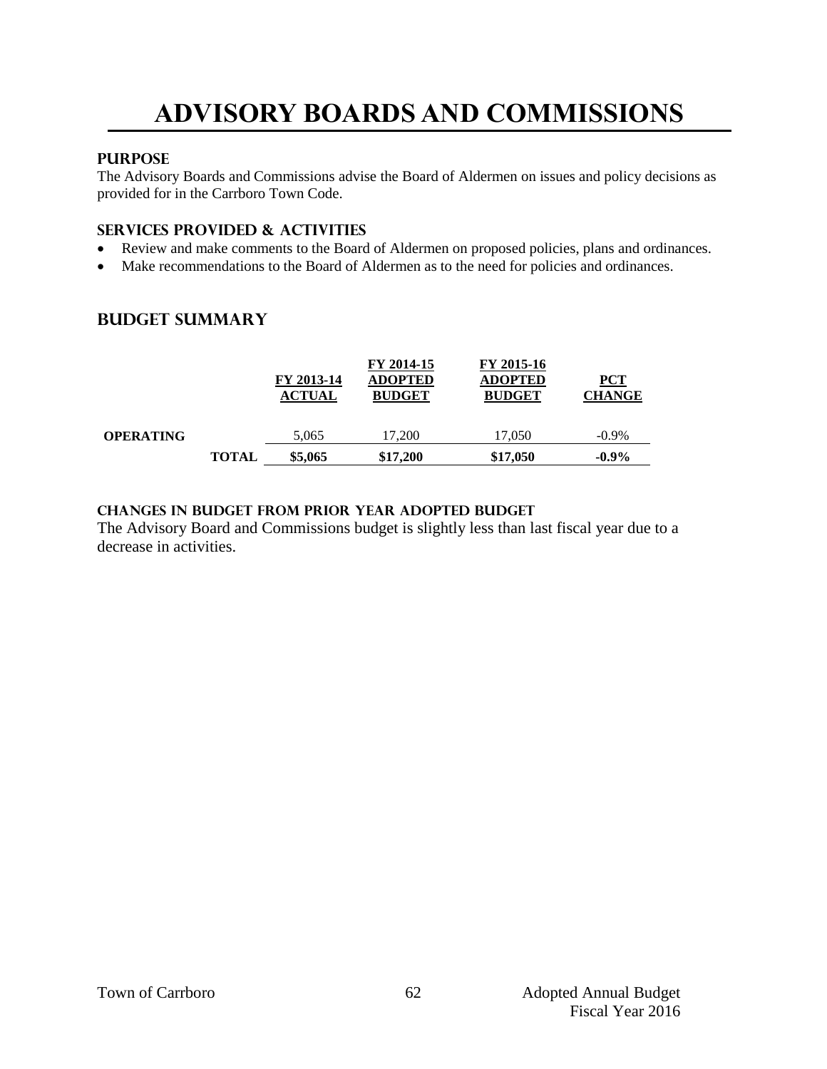# ADVISORY BOARDS AND COMMISSIONS

## PURPOSE

The Advisory Boards and Commissions advise the Board of Aldermen on issues and policy decisions as provided for in the Carrboro Town Code.

## SERVICES PROVIDED & ACTIVITIES

- Review and make comments to the Board of Aldermen on proposed policies, plans and ordinances.
- Make recommendations to the Board of Aldermen as to the need for policies and ordinances.

## BUDGET SUMMARY

| | | FY 2013-14 ACTUAL | FY 2014-15 ADOPTED BUDGET | FY 2015-16 ADOPTED BUDGET | PCT CHANGE |
|---|---|---|---|---|---|
| **OPERATING** | | 5,065 | 17,200 | 17,050 | -0.9% |
| | **TOTAL** | **$5,065** | **$17,200** | **$17,050** | **-0.9%** |

### CHANGES IN BUDGET FROM PRIOR YEAR ADOPTED BUDGET

The Advisory Board and Commissions budget is slightly less than last fiscal year due to a decrease in activities.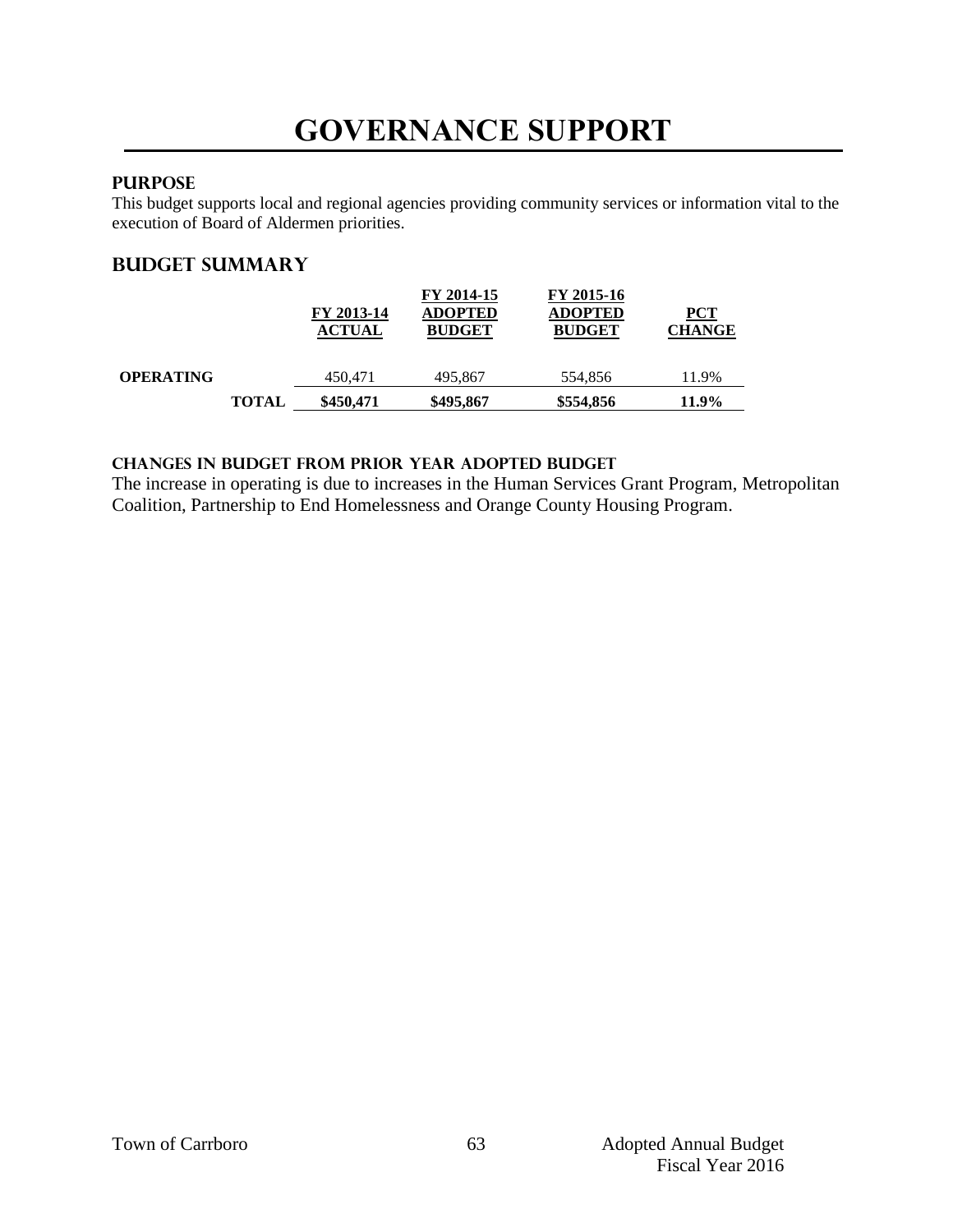# GOVERNANCE SUPPORT

## PURPOSE

This budget supports local and regional agencies providing community services or information vital to the execution of Board of Aldermen priorities.

## BUDGET SUMMARY

| | | FY 2013-14 ACTUAL | FY 2014-15 ADOPTED BUDGET | FY 2015-16 ADOPTED BUDGET | PCT CHANGE |
|---|---|---|---|---|---|
| **OPERATING** | | 450,471 | 495,867 | 554,856 | 11.9% |
| | **TOTAL** | **$450,471** | **$495,867** | **$554,856** | **11.9%** |

### CHANGES IN BUDGET FROM PRIOR YEAR ADOPTED BUDGET

The increase in operating is due to increases in the Human Services Grant Program, Metropolitan Coalition, Partnership to End Homelessness and Orange County Housing Program.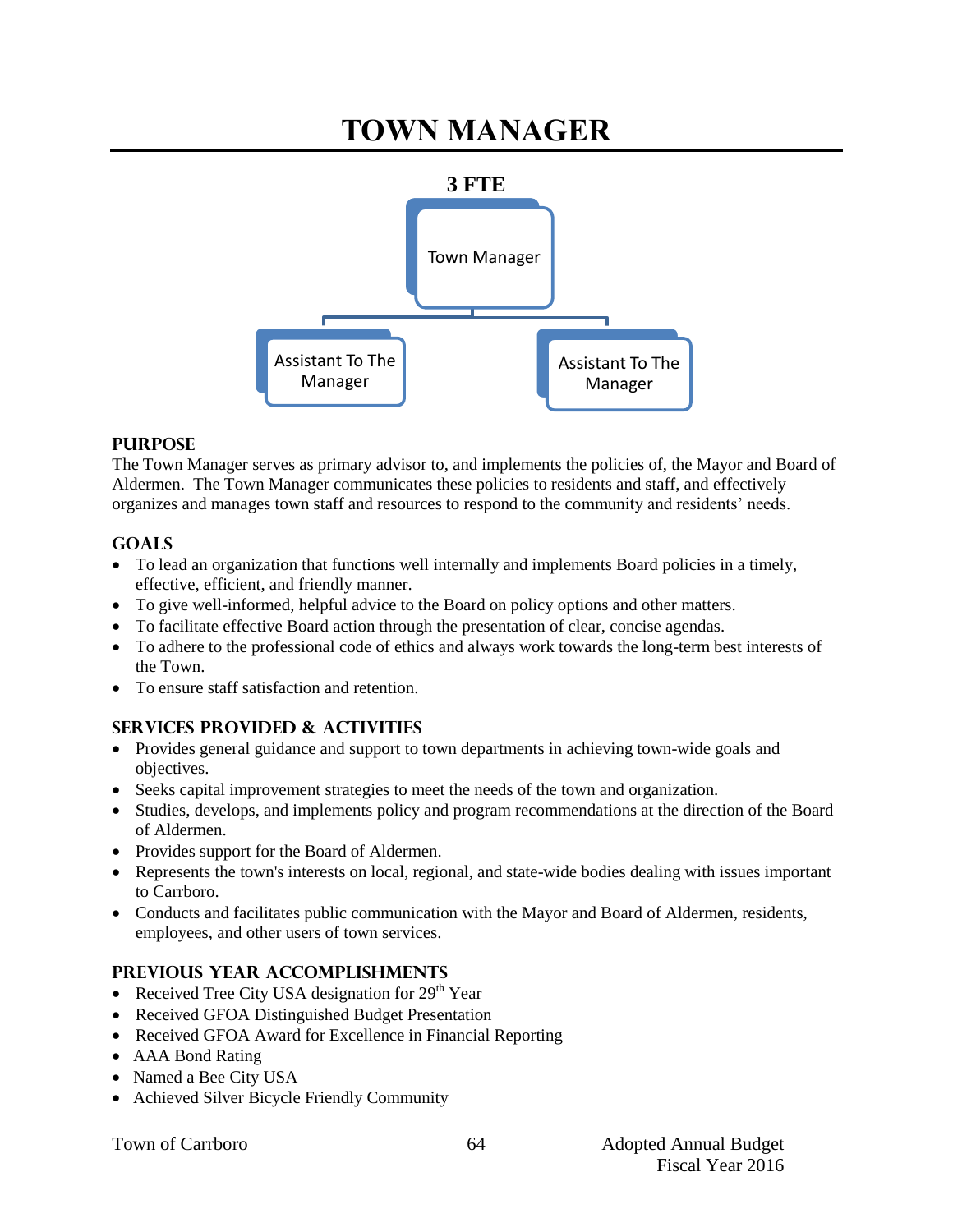# TOWN MANAGER

**3 FTE**

- Town Manager
  - Assistant To The Manager
  - Assistant To The Manager

## PURPOSE

The Town Manager serves as primary advisor to, and implements the policies of, the Mayor and Board of Aldermen. The Town Manager communicates these policies to residents and staff, and effectively organizes and manages town staff and resources to respond to the community and residents' needs.

## GOALS

- To lead an organization that functions well internally and implements Board policies in a timely, effective, efficient, and friendly manner.
- To give well-informed, helpful advice to the Board on policy options and other matters.
- To facilitate effective Board action through the presentation of clear, concise agendas.
- To adhere to the professional code of ethics and always work towards the long-term best interests of the Town.
- To ensure staff satisfaction and retention.

## SERVICES PROVIDED & ACTIVITIES

- Provides general guidance and support to town departments in achieving town-wide goals and objectives.
- Seeks capital improvement strategies to meet the needs of the town and organization.
- Studies, develops, and implements policy and program recommendations at the direction of the Board of Aldermen.
- Provides support for the Board of Aldermen.
- Represents the town's interests on local, regional, and state-wide bodies dealing with issues important to Carrboro.
- Conducts and facilitates public communication with the Mayor and Board of Aldermen, residents, employees, and other users of town services.

## PREVIOUS YEAR ACCOMPLISHMENTS

- Received Tree City USA designation for 29th Year
- Received GFOA Distinguished Budget Presentation
- Received GFOA Award for Excellence in Financial Reporting
- AAA Bond Rating
- Named a Bee City USA
- Achieved Silver Bicycle Friendly Community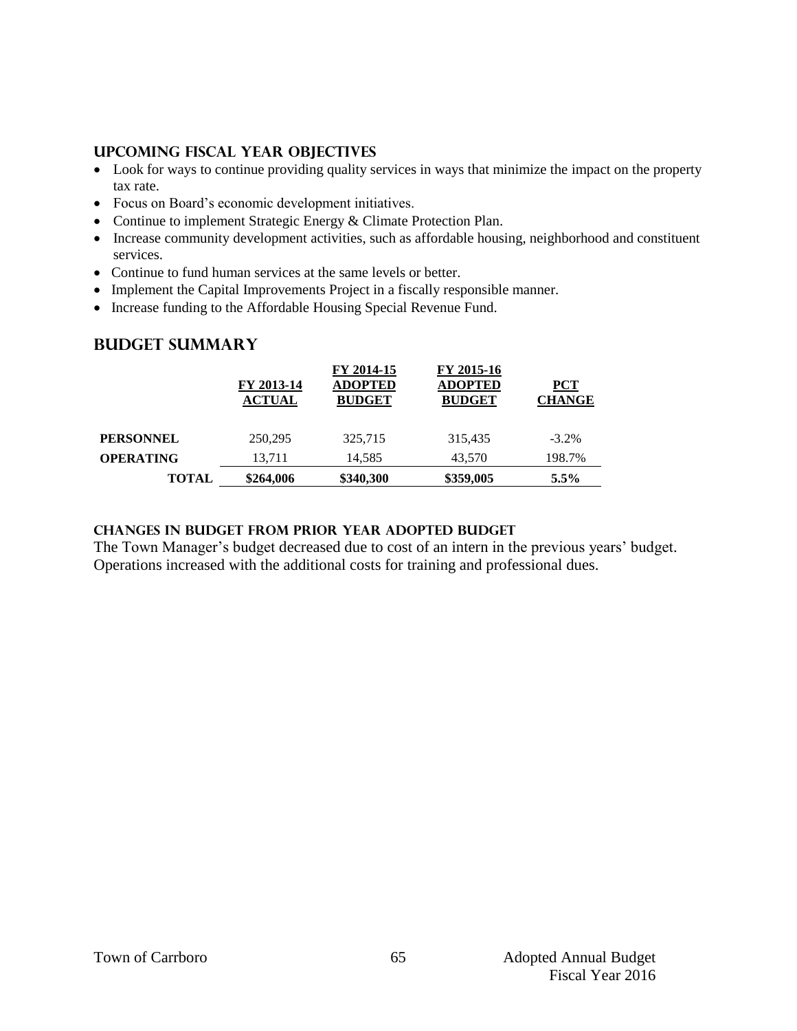## UPCOMING FISCAL YEAR OBJECTIVES

- Look for ways to continue providing quality services in ways that minimize the impact on the property tax rate.
- Focus on Board's economic development initiatives.
- Continue to implement Strategic Energy & Climate Protection Plan.
- Increase community development activities, such as affordable housing, neighborhood and constituent services.
- Continue to fund human services at the same levels or better.
- Implement the Capital Improvements Project in a fiscally responsible manner.
- Increase funding to the Affordable Housing Special Revenue Fund.

## BUDGET SUMMARY

| | FY 2013-14 ACTUAL | FY 2014-15 ADOPTED BUDGET | FY 2015-16 ADOPTED BUDGET | PCT CHANGE |
|---|---|---|---|---|
| **PERSONNEL** | 250,295 | 325,715 | 315,435 | -3.2% |
| **OPERATING** | 13,711 | 14,585 | 43,570 | 198.7% |
| **TOTAL** | **$264,006** | **$340,300** | **$359,005** | **5.5%** |

### CHANGES IN BUDGET FROM PRIOR YEAR ADOPTED BUDGET

The Town Manager's budget decreased due to cost of an intern in the previous years' budget. Operations increased with the additional costs for training and professional dues.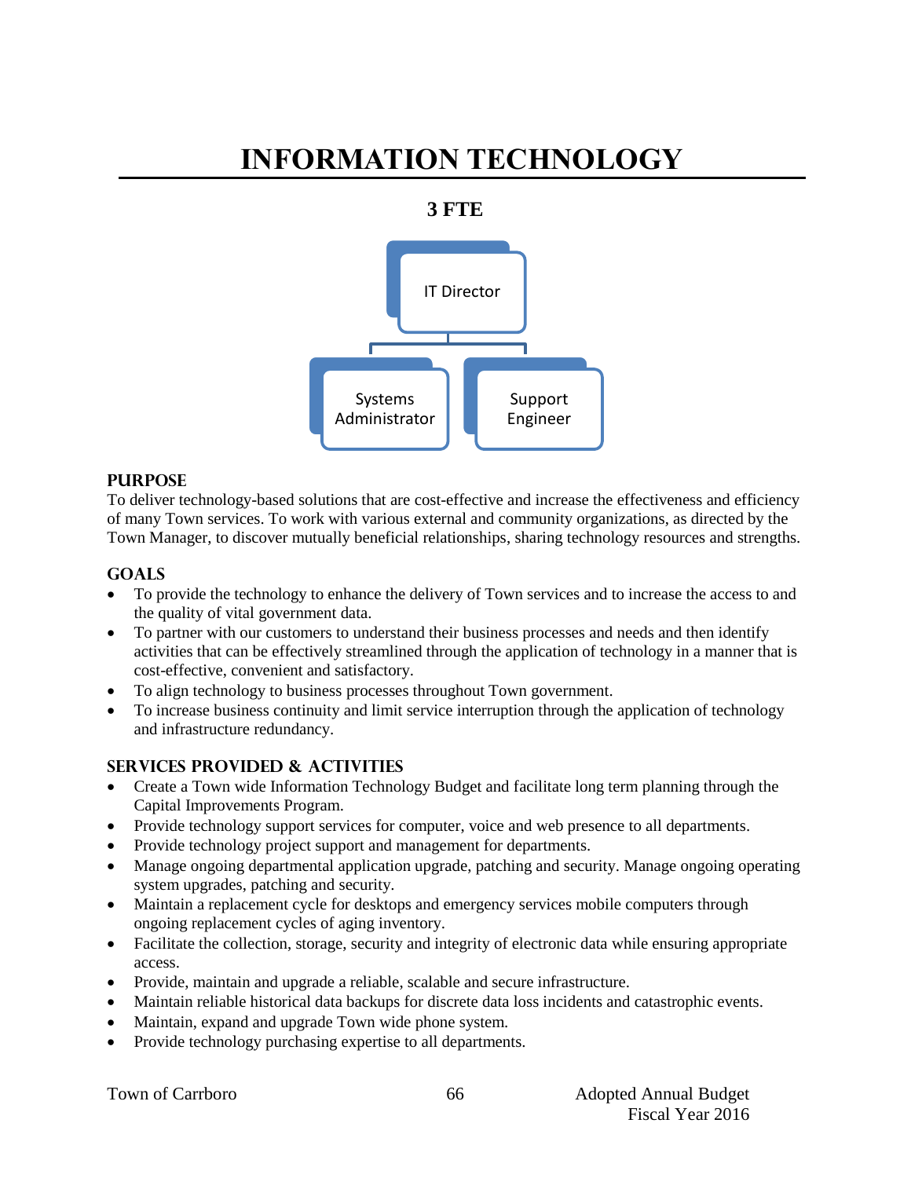# INFORMATION TECHNOLOGY

**3 FTE**

IT Director

Systems Administrator

Support Engineer

## PURPOSE

To deliver technology-based solutions that are cost-effective and increase the effectiveness and efficiency of many Town services. To work with various external and community organizations, as directed by the Town Manager, to discover mutually beneficial relationships, sharing technology resources and strengths.

## GOALS

- To provide the technology to enhance the delivery of Town services and to increase the access to and the quality of vital government data.
- To partner with our customers to understand their business processes and needs and then identify activities that can be effectively streamlined through the application of technology in a manner that is cost-effective, convenient and satisfactory.
- To align technology to business processes throughout Town government.
- To increase business continuity and limit service interruption through the application of technology and infrastructure redundancy.

## SERVICES PROVIDED & ACTIVITIES

- Create a Town wide Information Technology Budget and facilitate long term planning through the Capital Improvements Program.
- Provide technology support services for computer, voice and web presence to all departments.
- Provide technology project support and management for departments.
- Manage ongoing departmental application upgrade, patching and security. Manage ongoing operating system upgrades, patching and security.
- Maintain a replacement cycle for desktops and emergency services mobile computers through ongoing replacement cycles of aging inventory.
- Facilitate the collection, storage, security and integrity of electronic data while ensuring appropriate access.
- Provide, maintain and upgrade a reliable, scalable and secure infrastructure.
- Maintain reliable historical data backups for discrete data loss incidents and catastrophic events.
- Maintain, expand and upgrade Town wide phone system.
- Provide technology purchasing expertise to all departments.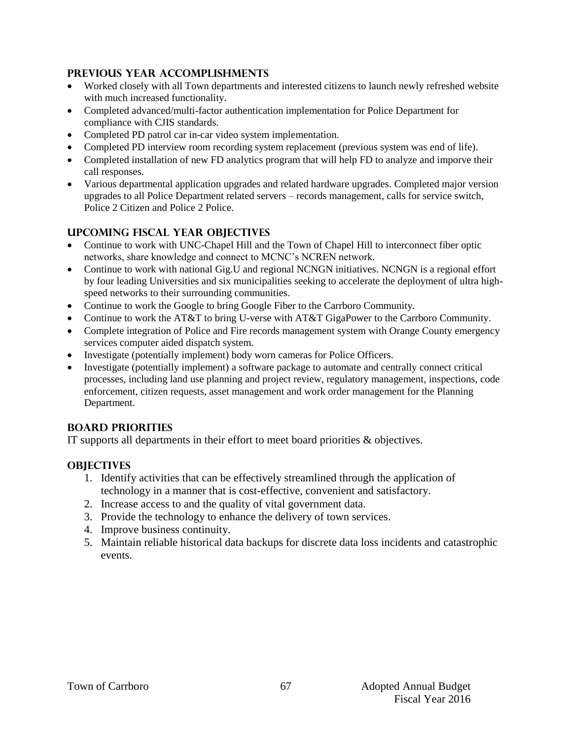## Previous Year Accomplishments

- Worked closely with all Town departments and interested citizens to launch newly refreshed website with much increased functionality.
- Completed advanced/multi-factor authentication implementation for Police Department for compliance with CJIS standards.
- Completed PD patrol car in-car video system implementation.
- Completed PD interview room recording system replacement (previous system was end of life).
- Completed installation of new FD analytics program that will help FD to analyze and imporve their call responses.
- Various departmental application upgrades and related hardware upgrades. Completed major version upgrades to all Police Department related servers – records management, calls for service switch, Police 2 Citizen and Police 2 Police.

## Upcoming Fiscal Year Objectives

- Continue to work with UNC-Chapel Hill and the Town of Chapel Hill to interconnect fiber optic networks, share knowledge and connect to MCNC's NCREN network.
- Continue to work with national Gig.U and regional NCNGN initiatives. NCNGN is a regional effort by four leading Universities and six municipalities seeking to accelerate the deployment of ultra high-speed networks to their surrounding communities.
- Continue to work the Google to bring Google Fiber to the Carrboro Community.
- Continue to work the AT&T to bring U-verse with AT&T GigaPower to the Carrboro Community.
- Complete integration of Police and Fire records management system with Orange County emergency services computer aided dispatch system.
- Investigate (potentially implement) body worn cameras for Police Officers.
- Investigate (potentially implement) a software package to automate and centrally connect critical processes, including land use planning and project review, regulatory management, inspections, code enforcement, citizen requests, asset management and work order management for the Planning Department.

## Board Priorities

IT supports all departments in their effort to meet board priorities & objectives.

## Objectives

1. Identify activities that can be effectively streamlined through the application of technology in a manner that is cost-effective, convenient and satisfactory.
2. Increase access to and the quality of vital government data.
3. Provide the technology to enhance the delivery of town services.
4. Improve business continuity.
5. Maintain reliable historical data backups for discrete data loss incidents and catastrophic events.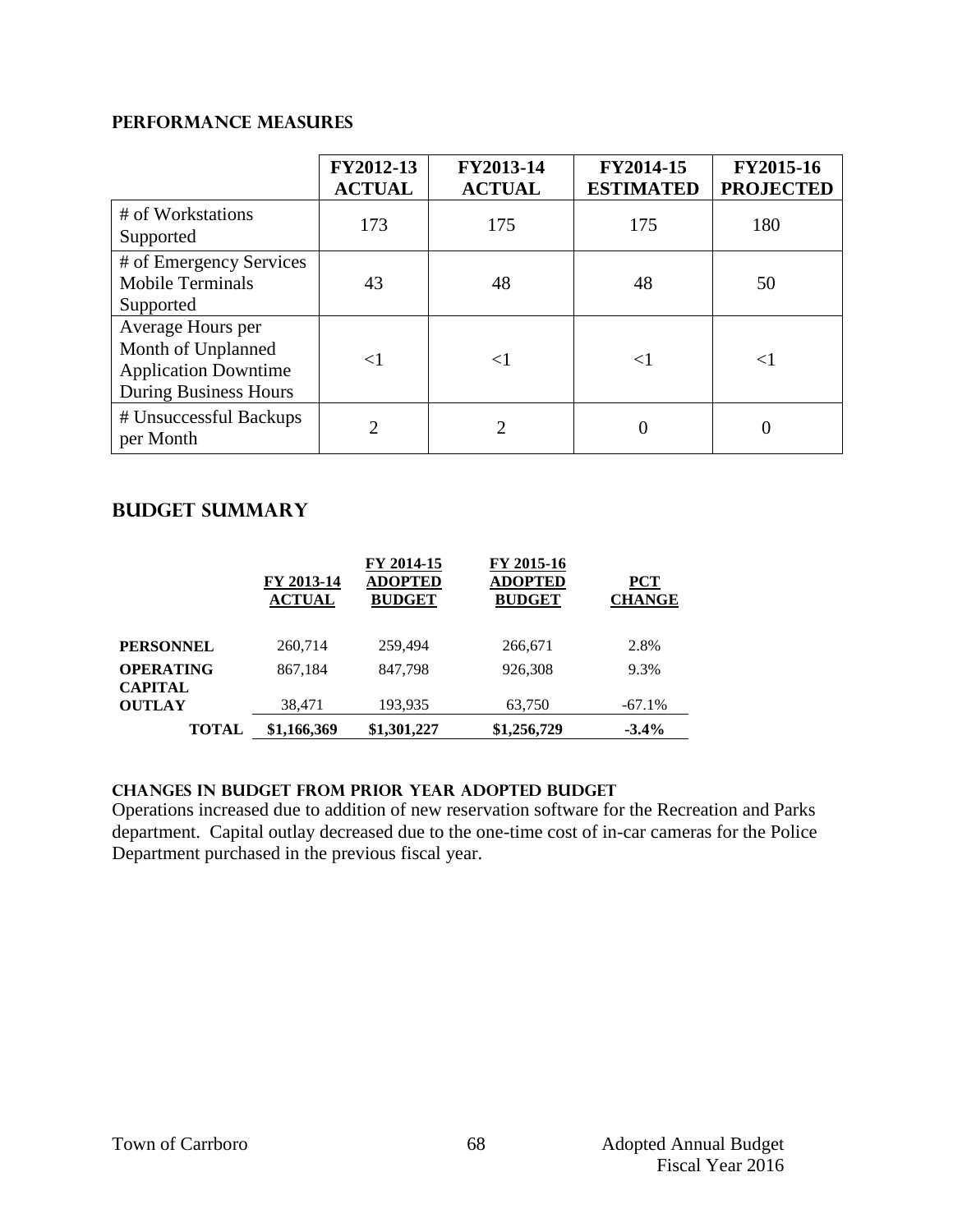## PERFORMANCE MEASURES

| | FY2012-13 ACTUAL | FY2013-14 ACTUAL | FY2014-15 ESTIMATED | FY2015-16 PROJECTED |
|---|---|---|---|---|
| # of Workstations Supported | 173 | 175 | 175 | 180 |
| # of Emergency Services Mobile Terminals Supported | 43 | 48 | 48 | 50 |
| Average Hours per Month of Unplanned Application Downtime During Business Hours | <1 | <1 | <1 | <1 |
| # Unsuccessful Backups per Month | 2 | 2 | 0 | 0 |

## BUDGET SUMMARY

| | FY 2013-14 ACTUAL | FY 2014-15 ADOPTED BUDGET | FY 2015-16 ADOPTED BUDGET | PCT CHANGE |
|---|---|---|---|---|
| **PERSONNEL** | 260,714 | 259,494 | 266,671 | 2.8% |
| **OPERATING** | 867,184 | 847,798 | 926,308 | 9.3% |
| **CAPITAL OUTLAY** | 38,471 | 193,935 | 63,750 | -67.1% |
| **TOTAL** | **$1,166,369** | **$1,301,227** | **$1,256,729** | **-3.4%** |

### CHANGES IN BUDGET FROM PRIOR YEAR ADOPTED BUDGET

Operations increased due to addition of new reservation software for the Recreation and Parks department. Capital outlay decreased due to the one-time cost of in-car cameras for the Police Department purchased in the previous fiscal year.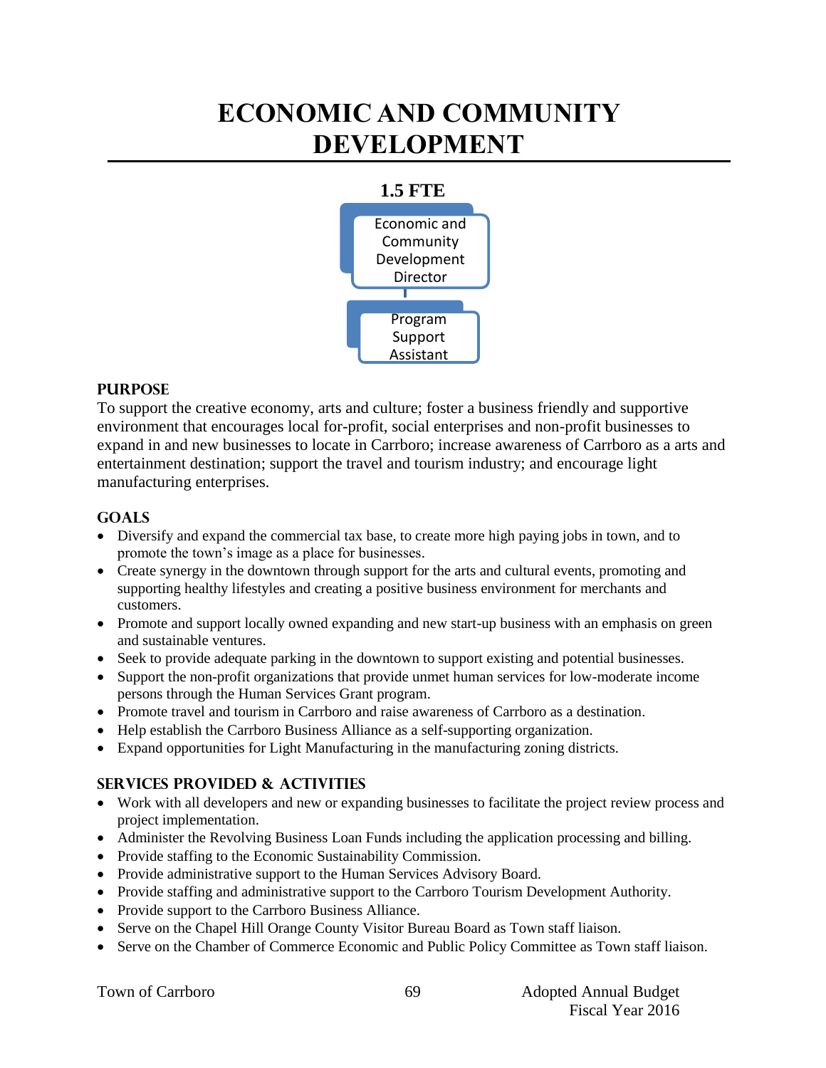# ECONOMIC AND COMMUNITY DEVELOPMENT

**1.5 FTE**

Economic and Community Development Director

Program Support Assistant

## PURPOSE

To support the creative economy, arts and culture; foster a business friendly and supportive environment that encourages local for-profit, social enterprises and non-profit businesses to expand in and new businesses to locate in Carrboro; increase awareness of Carrboro as a arts and entertainment destination; support the travel and tourism industry; and encourage light manufacturing enterprises.

## GOALS

- Diversify and expand the commercial tax base, to create more high paying jobs in town, and to promote the town's image as a place for businesses.
- Create synergy in the downtown through support for the arts and cultural events, promoting and supporting healthy lifestyles and creating a positive business environment for merchants and customers.
- Promote and support locally owned expanding and new start-up business with an emphasis on green and sustainable ventures.
- Seek to provide adequate parking in the downtown to support existing and potential businesses.
- Support the non-profit organizations that provide unmet human services for low-moderate income persons through the Human Services Grant program.
- Promote travel and tourism in Carrboro and raise awareness of Carrboro as a destination.
- Help establish the Carrboro Business Alliance as a self-supporting organization.
- Expand opportunities for Light Manufacturing in the manufacturing zoning districts.

## SERVICES PROVIDED & ACTIVITIES

- Work with all developers and new or expanding businesses to facilitate the project review process and project implementation.
- Administer the Revolving Business Loan Funds including the application processing and billing.
- Provide staffing to the Economic Sustainability Commission.
- Provide administrative support to the Human Services Advisory Board.
- Provide staffing and administrative support to the Carrboro Tourism Development Authority.
- Provide support to the Carrboro Business Alliance.
- Serve on the Chapel Hill Orange County Visitor Bureau Board as Town staff liaison.
- Serve on the Chamber of Commerce Economic and Public Policy Committee as Town staff liaison.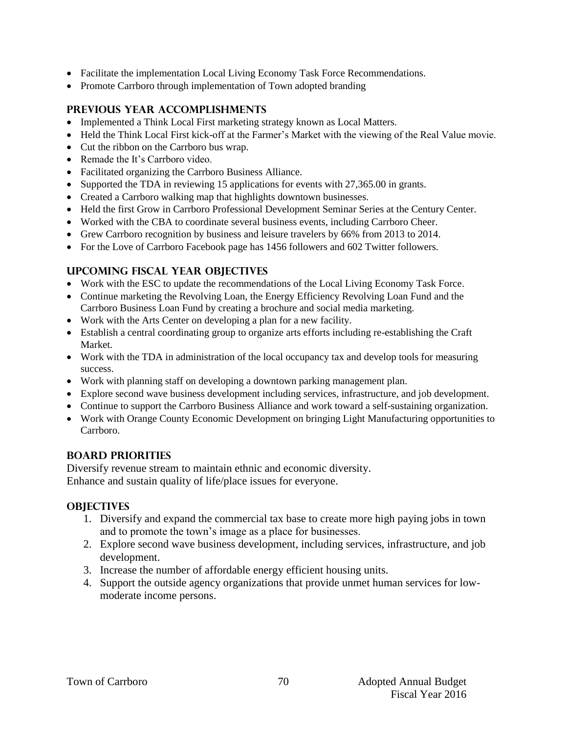- Facilitate the implementation Local Living Economy Task Force Recommendations.
- Promote Carrboro through implementation of Town adopted branding

## PREVIOUS YEAR ACCOMPLISHMENTS

- Implemented a Think Local First marketing strategy known as Local Matters.
- Held the Think Local First kick-off at the Farmer's Market with the viewing of the Real Value movie.
- Cut the ribbon on the Carrboro bus wrap.
- Remade the It's Carrboro video.
- Facilitated organizing the Carrboro Business Alliance.
- Supported the TDA in reviewing 15 applications for events with 27,365.00 in grants.
- Created a Carrboro walking map that highlights downtown businesses.
- Held the first Grow in Carrboro Professional Development Seminar Series at the Century Center.
- Worked with the CBA to coordinate several business events, including Carrboro Cheer.
- Grew Carrboro recognition by business and leisure travelers by 66% from 2013 to 2014.
- For the Love of Carrboro Facebook page has 1456 followers and 602 Twitter followers.

## UPCOMING FISCAL YEAR OBJECTIVES

- Work with the ESC to update the recommendations of the Local Living Economy Task Force.
- Continue marketing the Revolving Loan, the Energy Efficiency Revolving Loan Fund and the Carrboro Business Loan Fund by creating a brochure and social media marketing.
- Work with the Arts Center on developing a plan for a new facility.
- Establish a central coordinating group to organize arts efforts including re-establishing the Craft Market.
- Work with the TDA in administration of the local occupancy tax and develop tools for measuring success.
- Work with planning staff on developing a downtown parking management plan.
- Explore second wave business development including services, infrastructure, and job development.
- Continue to support the Carrboro Business Alliance and work toward a self-sustaining organization.
- Work with Orange County Economic Development on bringing Light Manufacturing opportunities to Carrboro.

## BOARD PRIORITIES

Diversify revenue stream to maintain ethnic and economic diversity.
Enhance and sustain quality of life/place issues for everyone.

## OBJECTIVES

1. Diversify and expand the commercial tax base to create more high paying jobs in town and to promote the town's image as a place for businesses.
2. Explore second wave business development, including services, infrastructure, and job development.
3. Increase the number of affordable energy efficient housing units.
4. Support the outside agency organizations that provide unmet human services for low-moderate income persons.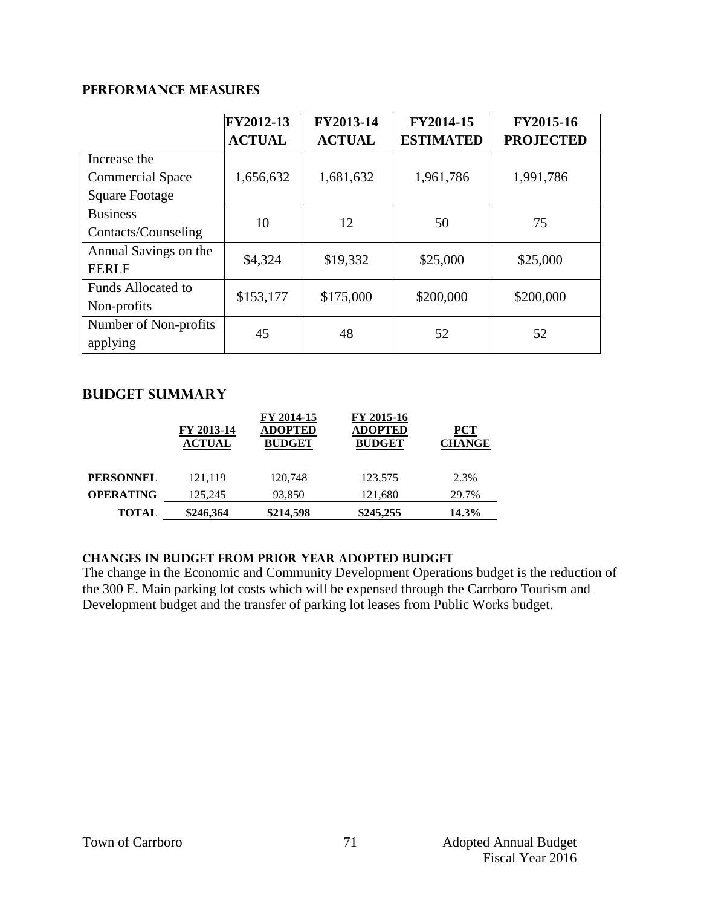## PERFORMANCE MEASURES

| | FY2012-13 ACTUAL | FY2013-14 ACTUAL | FY2014-15 ESTIMATED | FY2015-16 PROJECTED |
|---|---|---|---|---|
| Increase the Commercial Space Square Footage | 1,656,632 | 1,681,632 | 1,961,786 | 1,991,786 |
| Business Contacts/Counseling | 10 | 12 | 50 | 75 |
| Annual Savings on the EERLF | $4,324 | $19,332 | $25,000 | $25,000 |
| Funds Allocated to Non-profits | $153,177 | $175,000 | $200,000 | $200,000 |
| Number of Non-profits applying | 45 | 48 | 52 | 52 |

## BUDGET SUMMARY

| | FY 2013-14 ACTUAL | FY 2014-15 ADOPTED BUDGET | FY 2015-16 ADOPTED BUDGET | PCT CHANGE |
|---|---|---|---|---|
| **PERSONNEL** | 121,119 | 120,748 | 123,575 | 2.3% |
| **OPERATING** | 125,245 | 93,850 | 121,680 | 29.7% |
| **TOTAL** | **$246,364** | **$214,598** | **$245,255** | **14.3%** |

### CHANGES IN BUDGET FROM PRIOR YEAR ADOPTED BUDGET

The change in the Economic and Community Development Operations budget is the reduction of the 300 E. Main parking lot costs which will be expensed through the Carrboro Tourism and Development budget and the transfer of parking lot leases from Public Works budget.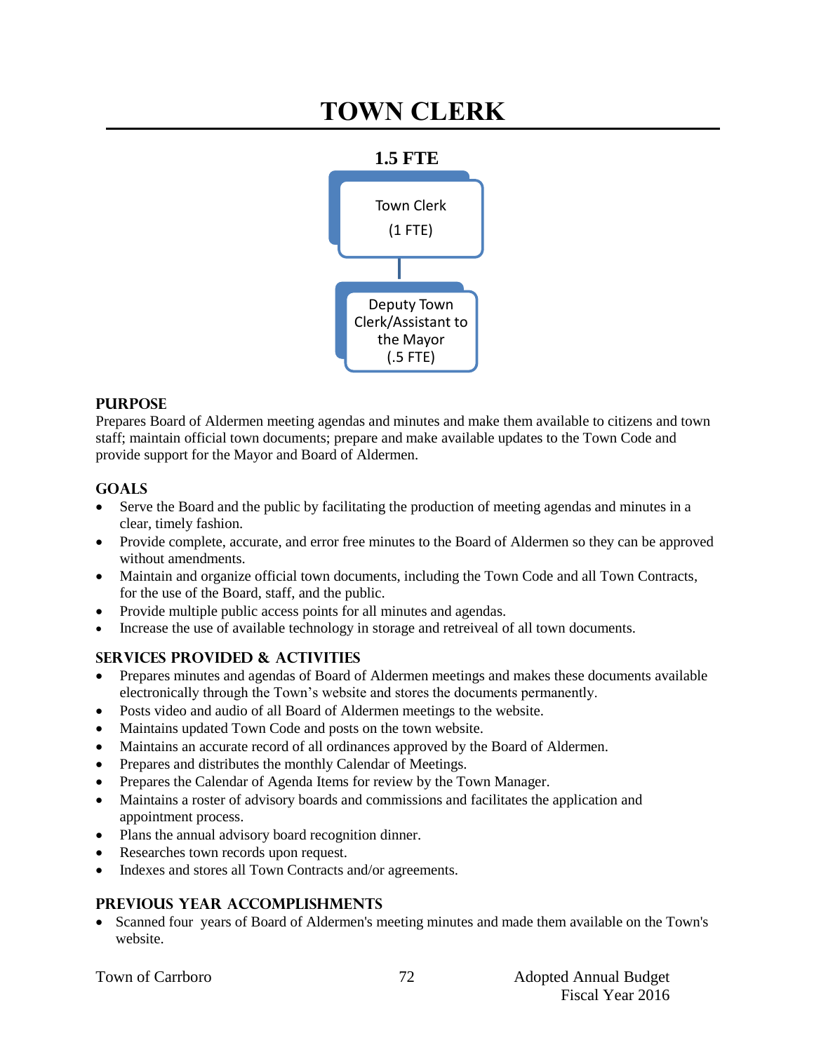# TOWN CLERK

**1.5 FTE**

Town Clerk
(1 FTE)

Deputy Town Clerk/Assistant to the Mayor
(.5 FTE)

## PURPOSE

Prepares Board of Aldermen meeting agendas and minutes and make them available to citizens and town staff; maintain official town documents; prepare and make available updates to the Town Code and provide support for the Mayor and Board of Aldermen.

## GOALS

- Serve the Board and the public by facilitating the production of meeting agendas and minutes in a clear, timely fashion.
- Provide complete, accurate, and error free minutes to the Board of Aldermen so they can be approved without amendments.
- Maintain and organize official town documents, including the Town Code and all Town Contracts, for the use of the Board, staff, and the public.
- Provide multiple public access points for all minutes and agendas.
- Increase the use of available technology in storage and retreiveal of all town documents.

## SERVICES PROVIDED & ACTIVITIES

- Prepares minutes and agendas of Board of Aldermen meetings and makes these documents available electronically through the Town's website and stores the documents permanently.
- Posts video and audio of all Board of Aldermen meetings to the website.
- Maintains updated Town Code and posts on the town website.
- Maintains an accurate record of all ordinances approved by the Board of Aldermen.
- Prepares and distributes the monthly Calendar of Meetings.
- Prepares the Calendar of Agenda Items for review by the Town Manager.
- Maintains a roster of advisory boards and commissions and facilitates the application and appointment process.
- Plans the annual advisory board recognition dinner.
- Researches town records upon request.
- Indexes and stores all Town Contracts and/or agreements.

## PREVIOUS YEAR ACCOMPLISHMENTS

- Scanned four years of Board of Aldermen's meeting minutes and made them available on the Town's website.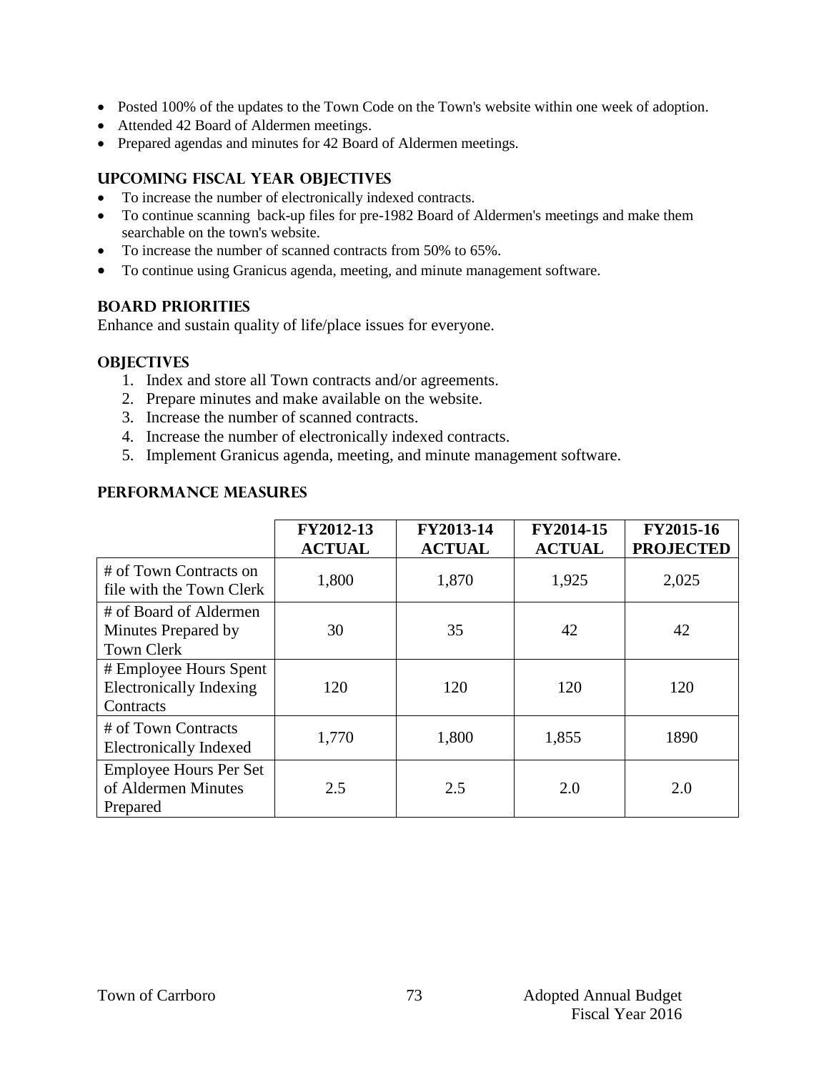- Posted 100% of the updates to the Town Code on the Town's website within one week of adoption.
- Attended 42 Board of Aldermen meetings.
- Prepared agendas and minutes for 42 Board of Aldermen meetings.

## UPCOMING FISCAL YEAR OBJECTIVES

- To increase the number of electronically indexed contracts.
- To continue scanning back-up files for pre-1982 Board of Aldermen's meetings and make them searchable on the town's website.
- To increase the number of scanned contracts from 50% to 65%.
- To continue using Granicus agenda, meeting, and minute management software.

## BOARD PRIORITIES

Enhance and sustain quality of life/place issues for everyone.

## OBJECTIVES

1. Index and store all Town contracts and/or agreements.
2. Prepare minutes and make available on the website.
3. Increase the number of scanned contracts.
4. Increase the number of electronically indexed contracts.
5. Implement Granicus agenda, meeting, and minute management software.

## PERFORMANCE MEASURES

| | FY2012-13 ACTUAL | FY2013-14 ACTUAL | FY2014-15 ACTUAL | FY2015-16 PROJECTED |
|---|---|---|---|---|
| # of Town Contracts on file with the Town Clerk | 1,800 | 1,870 | 1,925 | 2,025 |
| # of Board of Aldermen Minutes Prepared by Town Clerk | 30 | 35 | 42 | 42 |
| # Employee Hours Spent Electronically Indexing Contracts | 120 | 120 | 120 | 120 |
| # of Town Contracts Electronically Indexed | 1,770 | 1,800 | 1,855 | 1890 |
| Employee Hours Per Set of Aldermen Minutes Prepared | 2.5 | 2.5 | 2.0 | 2.0 |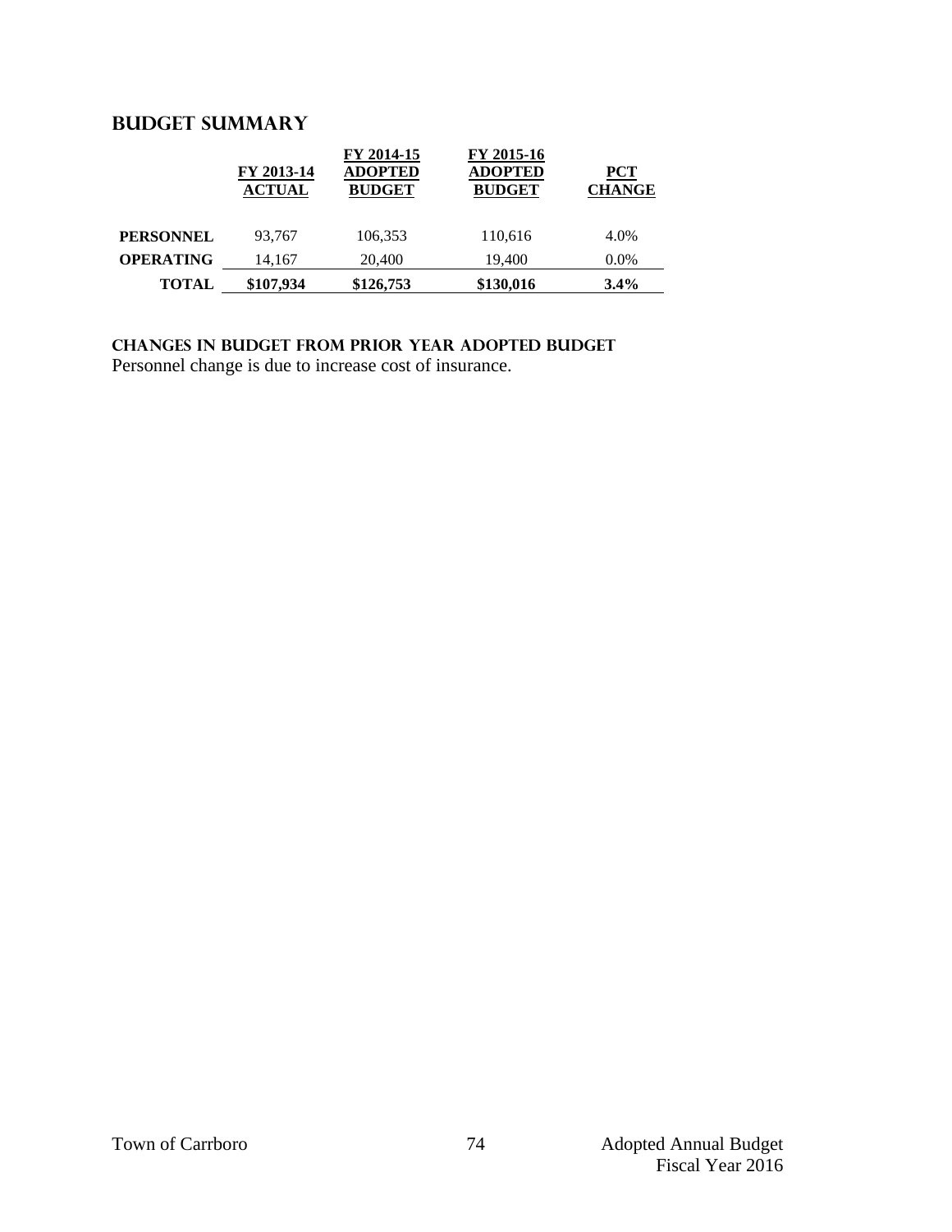## BUDGET SUMMARY

| | FY 2013-14 ACTUAL | FY 2014-15 ADOPTED BUDGET | FY 2015-16 ADOPTED BUDGET | PCT CHANGE |
|---|---|---|---|---|
| **PERSONNEL** | 93,767 | 106,353 | 110,616 | 4.0% |
| **OPERATING** | 14,167 | 20,400 | 19,400 | 0.0% |
| **TOTAL** | **$107,934** | **$126,753** | **$130,016** | **3.4%** |

**CHANGES IN BUDGET FROM PRIOR YEAR ADOPTED BUDGET**

Personnel change is due to increase cost of insurance.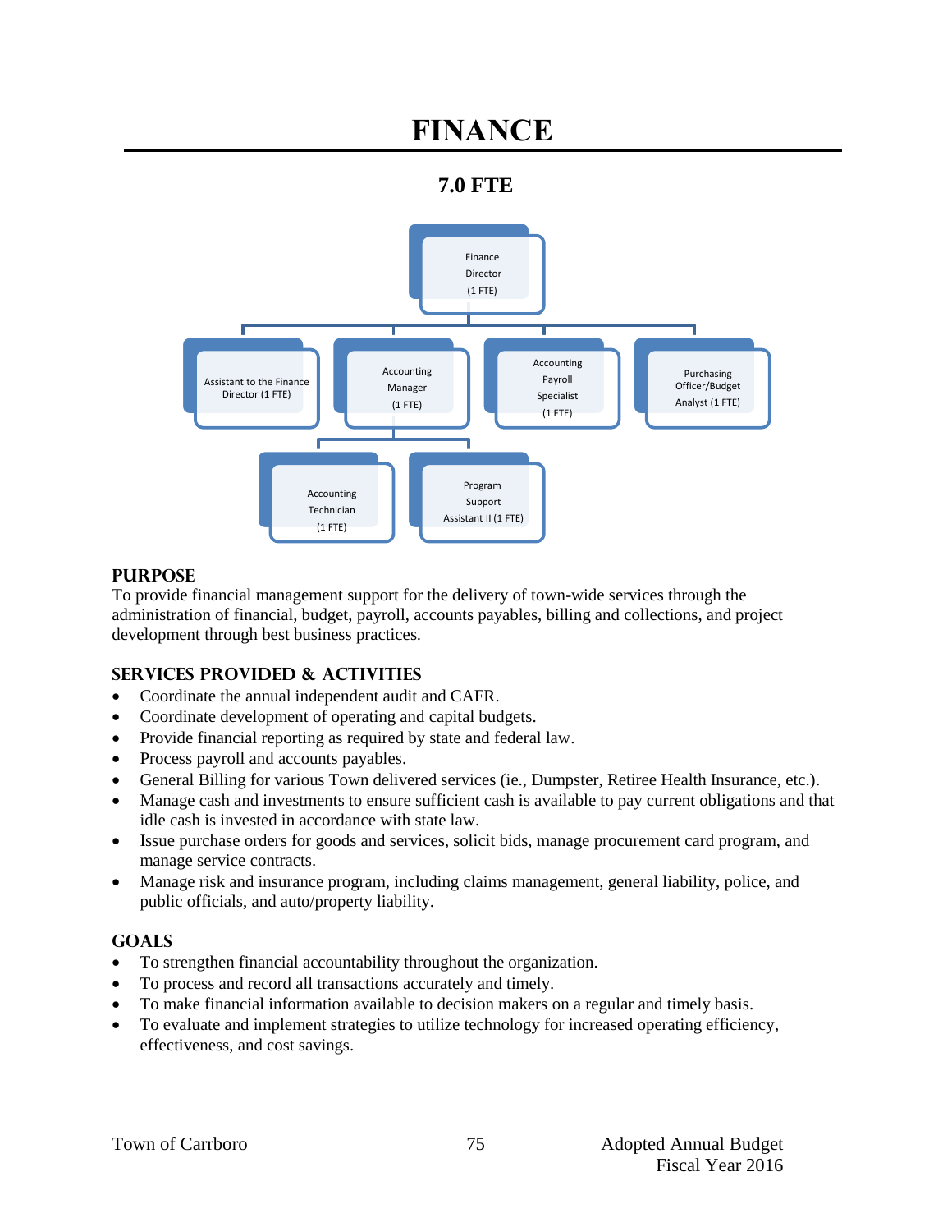# FINANCE

## 7.0 FTE

- Finance Director (1 FTE)
  - Assistant to the Finance Director (1 FTE)
  - Accounting Manager (1 FTE)
    - Accounting Technician (1 FTE)
    - Program Support Assistant II (1 FTE)
  - Accounting Payroll Specialist (1 FTE)
  - Purchasing Officer/Budget Analyst (1 FTE)

## PURPOSE

To provide financial management support for the delivery of town-wide services through the administration of financial, budget, payroll, accounts payables, billing and collections, and project development through best business practices.

## SERVICES PROVIDED & ACTIVITIES

- Coordinate the annual independent audit and CAFR.
- Coordinate development of operating and capital budgets.
- Provide financial reporting as required by state and federal law.
- Process payroll and accounts payables.
- General Billing for various Town delivered services (ie., Dumpster, Retiree Health Insurance, etc.).
- Manage cash and investments to ensure sufficient cash is available to pay current obligations and that idle cash is invested in accordance with state law.
- Issue purchase orders for goods and services, solicit bids, manage procurement card program, and manage service contracts.
- Manage risk and insurance program, including claims management, general liability, police, and public officials, and auto/property liability.

## GOALS

- To strengthen financial accountability throughout the organization.
- To process and record all transactions accurately and timely.
- To make financial information available to decision makers on a regular and timely basis.
- To evaluate and implement strategies to utilize technology for increased operating efficiency, effectiveness, and cost savings.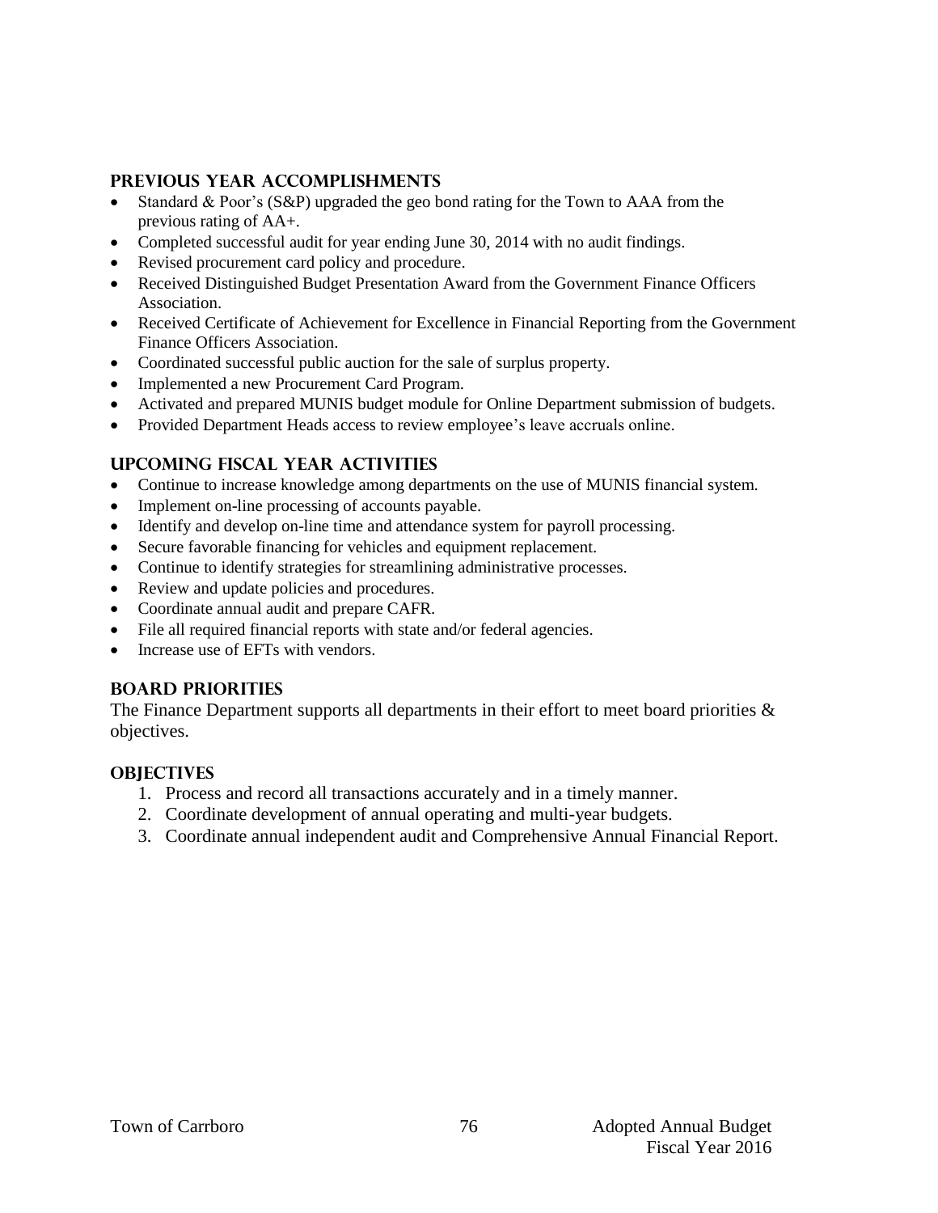## PREVIOUS YEAR ACCOMPLISHMENTS

- Standard & Poor's (S&P) upgraded the geo bond rating for the Town to AAA from the previous rating of AA+.
- Completed successful audit for year ending June 30, 2014 with no audit findings.
- Revised procurement card policy and procedure.
- Received Distinguished Budget Presentation Award from the Government Finance Officers Association.
- Received Certificate of Achievement for Excellence in Financial Reporting from the Government Finance Officers Association.
- Coordinated successful public auction for the sale of surplus property.
- Implemented a new Procurement Card Program.
- Activated and prepared MUNIS budget module for Online Department submission of budgets.
- Provided Department Heads access to review employee's leave accruals online.

## UPCOMING FISCAL YEAR ACTIVITIES

- Continue to increase knowledge among departments on the use of MUNIS financial system.
- Implement on-line processing of accounts payable.
- Identify and develop on-line time and attendance system for payroll processing.
- Secure favorable financing for vehicles and equipment replacement.
- Continue to identify strategies for streamlining administrative processes.
- Review and update policies and procedures.
- Coordinate annual audit and prepare CAFR.
- File all required financial reports with state and/or federal agencies.
- Increase use of EFTs with vendors.

## BOARD PRIORITIES

The Finance Department supports all departments in their effort to meet board priorities & objectives.

## OBJECTIVES

1. Process and record all transactions accurately and in a timely manner.
2. Coordinate development of annual operating and multi-year budgets.
3. Coordinate annual independent audit and Comprehensive Annual Financial Report.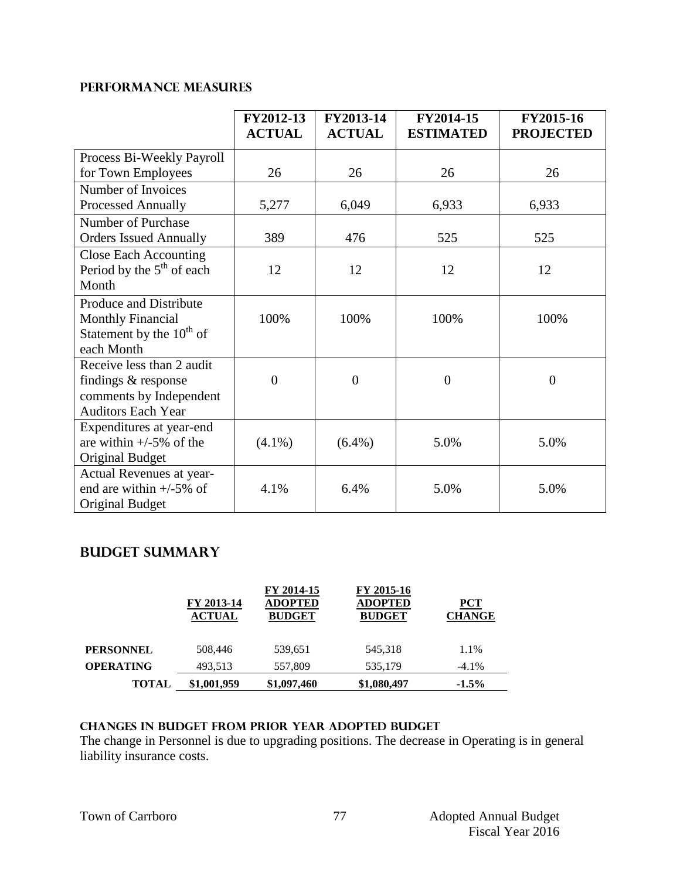## PERFORMANCE MEASURES

| | FY2012-13 ACTUAL | FY2013-14 ACTUAL | FY2014-15 ESTIMATED | FY2015-16 PROJECTED |
|---|---|---|---|---|
| Process Bi-Weekly Payroll for Town Employees | 26 | 26 | 26 | 26 |
| Number of Invoices Processed Annually | 5,277 | 6,049 | 6,933 | 6,933 |
| Number of Purchase Orders Issued Annually | 389 | 476 | 525 | 525 |
| Close Each Accounting Period by the 5th of each Month | 12 | 12 | 12 | 12 |
| Produce and Distribute Monthly Financial Statement by the 10th of each Month | 100% | 100% | 100% | 100% |
| Receive less than 2 audit findings & response comments by Independent Auditors Each Year | 0 | 0 | 0 | 0 |
| Expenditures at year-end are within +/-5% of the Original Budget | (4.1%) | (6.4%) | 5.0% | 5.0% |
| Actual Revenues at year-end are within +/-5% of Original Budget | 4.1% | 6.4% | 5.0% | 5.0% |

## BUDGET SUMMARY

| | FY 2013-14 ACTUAL | FY 2014-15 ADOPTED BUDGET | FY 2015-16 ADOPTED BUDGET | PCT CHANGE |
|---|---|---|---|---|
| **PERSONNEL** | 508,446 | 539,651 | 545,318 | 1.1% |
| **OPERATING** | 493,513 | 557,809 | 535,179 | -4.1% |
| **TOTAL** | **$1,001,959** | **$1,097,460** | **$1,080,497** | **-1.5%** |

### CHANGES IN BUDGET FROM PRIOR YEAR ADOPTED BUDGET

The change in Personnel is due to upgrading positions. The decrease in Operating is in general liability insurance costs.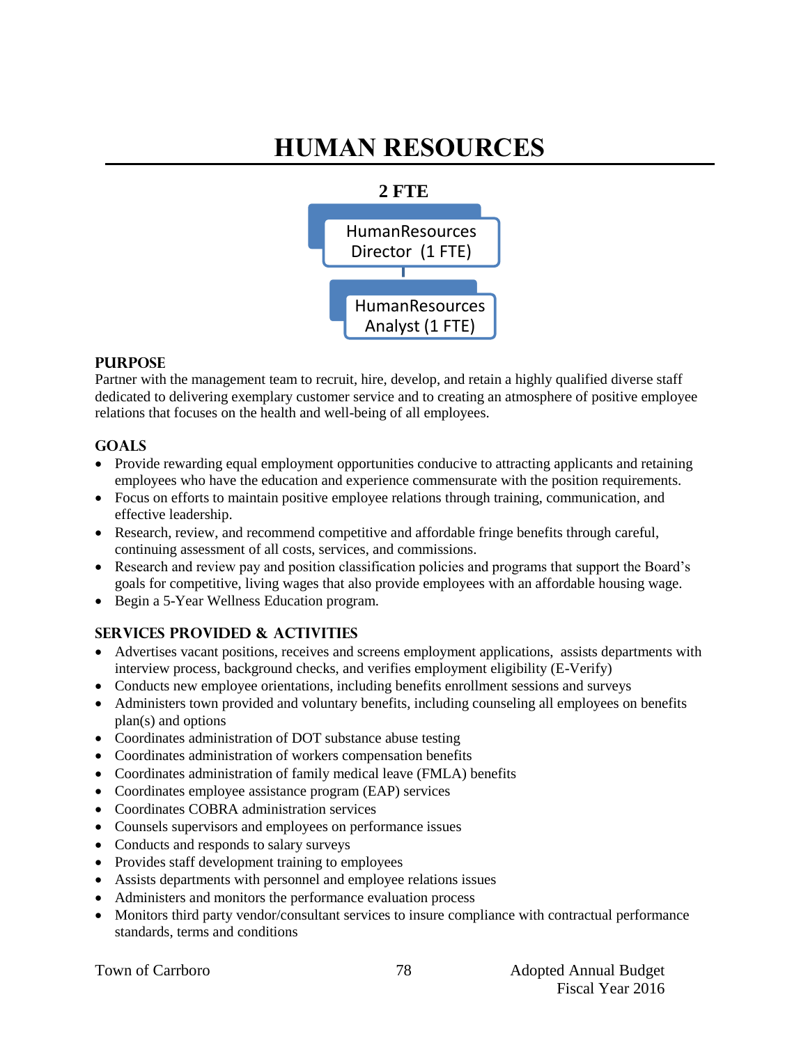# HUMAN RESOURCES

**2 FTE**

HumanResources Director (1 FTE)

HumanResources Analyst (1 FTE)

## PURPOSE

Partner with the management team to recruit, hire, develop, and retain a highly qualified diverse staff dedicated to delivering exemplary customer service and to creating an atmosphere of positive employee relations that focuses on the health and well-being of all employees.

## GOALS

- Provide rewarding equal employment opportunities conducive to attracting applicants and retaining employees who have the education and experience commensurate with the position requirements.
- Focus on efforts to maintain positive employee relations through training, communication, and effective leadership.
- Research, review, and recommend competitive and affordable fringe benefits through careful, continuing assessment of all costs, services, and commissions.
- Research and review pay and position classification policies and programs that support the Board's goals for competitive, living wages that also provide employees with an affordable housing wage.
- Begin a 5-Year Wellness Education program.

## SERVICES PROVIDED & ACTIVITIES

- Advertises vacant positions, receives and screens employment applications, assists departments with interview process, background checks, and verifies employment eligibility (E-Verify)
- Conducts new employee orientations, including benefits enrollment sessions and surveys
- Administers town provided and voluntary benefits, including counseling all employees on benefits plan(s) and options
- Coordinates administration of DOT substance abuse testing
- Coordinates administration of workers compensation benefits
- Coordinates administration of family medical leave (FMLA) benefits
- Coordinates employee assistance program (EAP) services
- Coordinates COBRA administration services
- Counsels supervisors and employees on performance issues
- Conducts and responds to salary surveys
- Provides staff development training to employees
- Assists departments with personnel and employee relations issues
- Administers and monitors the performance evaluation process
- Monitors third party vendor/consultant services to insure compliance with contractual performance standards, terms and conditions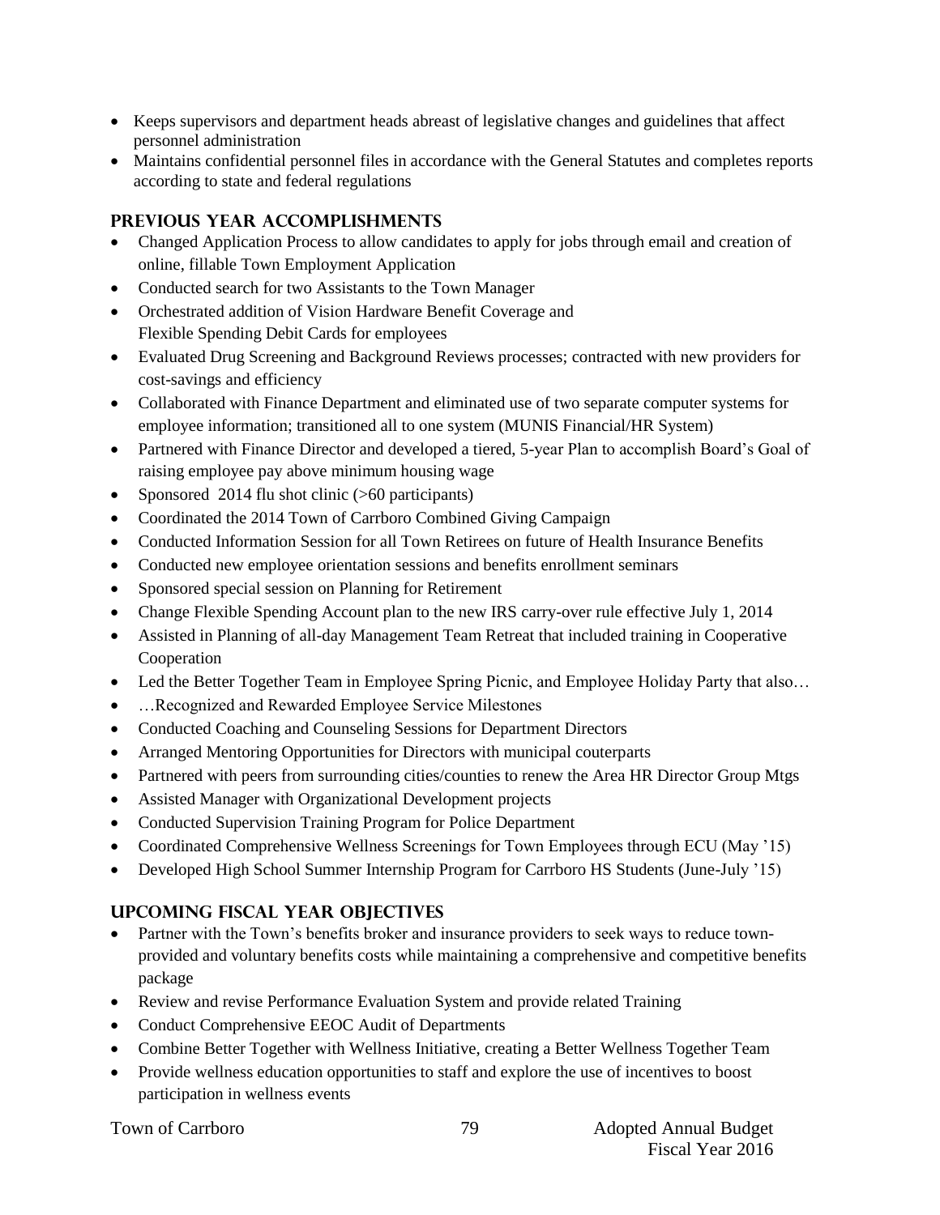- Keeps supervisors and department heads abreast of legislative changes and guidelines that affect personnel administration
- Maintains confidential personnel files in accordance with the General Statutes and completes reports according to state and federal regulations

## PREVIOUS YEAR ACCOMPLISHMENTS

- Changed Application Process to allow candidates to apply for jobs through email and creation of online, fillable Town Employment Application
- Conducted search for two Assistants to the Town Manager
- Orchestrated addition of Vision Hardware Benefit Coverage and Flexible Spending Debit Cards for employees
- Evaluated Drug Screening and Background Reviews processes; contracted with new providers for cost-savings and efficiency
- Collaborated with Finance Department and eliminated use of two separate computer systems for employee information; transitioned all to one system (MUNIS Financial/HR System)
- Partnered with Finance Director and developed a tiered, 5-year Plan to accomplish Board's Goal of raising employee pay above minimum housing wage
- Sponsored 2014 flu shot clinic (>60 participants)
- Coordinated the 2014 Town of Carrboro Combined Giving Campaign
- Conducted Information Session for all Town Retirees on future of Health Insurance Benefits
- Conducted new employee orientation sessions and benefits enrollment seminars
- Sponsored special session on Planning for Retirement
- Change Flexible Spending Account plan to the new IRS carry-over rule effective July 1, 2014
- Assisted in Planning of all-day Management Team Retreat that included training in Cooperative Cooperation
- Led the Better Together Team in Employee Spring Picnic, and Employee Holiday Party that also…
- …Recognized and Rewarded Employee Service Milestones
- Conducted Coaching and Counseling Sessions for Department Directors
- Arranged Mentoring Opportunities for Directors with municipal couterparts
- Partnered with peers from surrounding cities/counties to renew the Area HR Director Group Mtgs
- Assisted Manager with Organizational Development projects
- Conducted Supervision Training Program for Police Department
- Coordinated Comprehensive Wellness Screenings for Town Employees through ECU (May '15)
- Developed High School Summer Internship Program for Carrboro HS Students (June-July '15)

## UPCOMING FISCAL YEAR OBJECTIVES

- Partner with the Town's benefits broker and insurance providers to seek ways to reduce town-provided and voluntary benefits costs while maintaining a comprehensive and competitive benefits package
- Review and revise Performance Evaluation System and provide related Training
- Conduct Comprehensive EEOC Audit of Departments
- Combine Better Together with Wellness Initiative, creating a Better Wellness Together Team
- Provide wellness education opportunities to staff and explore the use of incentives to boost participation in wellness events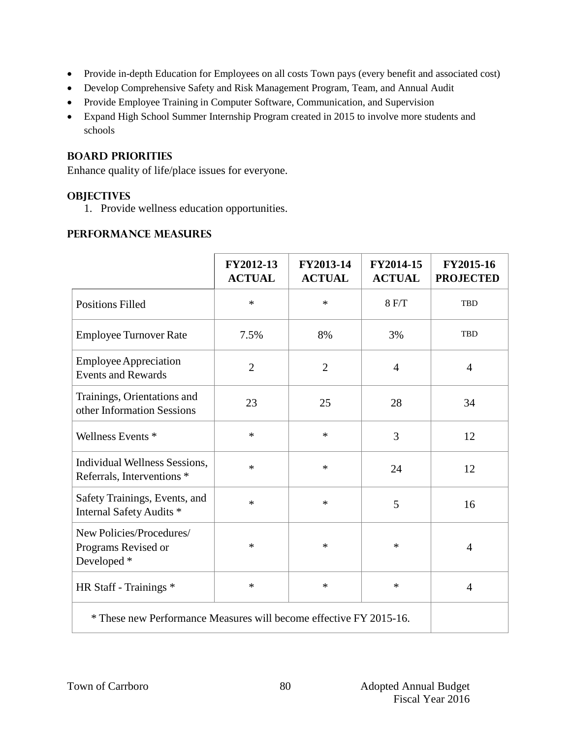- Provide in-depth Education for Employees on all costs Town pays (every benefit and associated cost)
- Develop Comprehensive Safety and Risk Management Program, Team, and Annual Audit
- Provide Employee Training in Computer Software, Communication, and Supervision
- Expand High School Summer Internship Program created in 2015 to involve more students and schools

## BOARD PRIORITIES

Enhance quality of life/place issues for everyone.

## OBJECTIVES

1. Provide wellness education opportunities.

## PERFORMANCE MEASURES

| | FY2012-13 ACTUAL | FY2013-14 ACTUAL | FY2014-15 ACTUAL | FY2015-16 PROJECTED |
|---|---|---|---|---|
| Positions Filled | * | * | 8 F/T | TBD |
| Employee Turnover Rate | 7.5% | 8% | 3% | TBD |
| Employee Appreciation Events and Rewards | 2 | 2 | 4 | 4 |
| Trainings, Orientations and other Information Sessions | 23 | 25 | 28 | 34 |
| Wellness Events * | * | * | 3 | 12 |
| Individual Wellness Sessions, Referrals, Interventions * | * | * | 24 | 12 |
| Safety Trainings, Events, and Internal Safety Audits * | * | * | 5 | 16 |
| New Policies/Procedures/ Programs Revised or Developed * | * | * | * | 4 |
| HR Staff - Trainings * | * | * | * | 4 |
| * These new Performance Measures will become effective FY 2015-16. | | | | |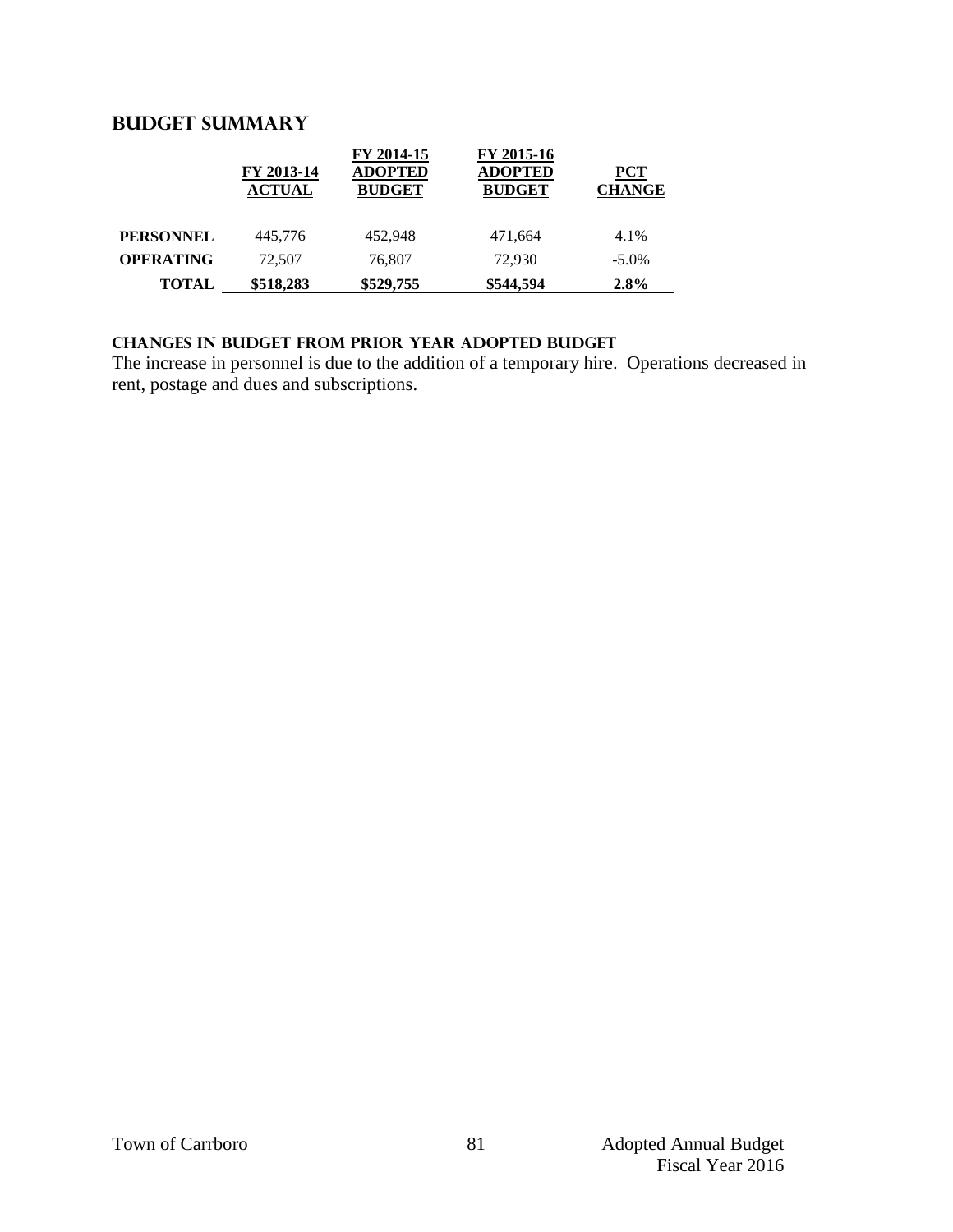## BUDGET SUMMARY

| | FY 2013-14 ACTUAL | FY 2014-15 ADOPTED BUDGET | FY 2015-16 ADOPTED BUDGET | PCT CHANGE |
|---|---|---|---|---|
| **PERSONNEL** | 445,776 | 452,948 | 471,664 | 4.1% |
| **OPERATING** | 72,507 | 76,807 | 72,930 | -5.0% |
| **TOTAL** | **$518,283** | **$529,755** | **$544,594** | **2.8%** |

### CHANGES IN BUDGET FROM PRIOR YEAR ADOPTED BUDGET

The increase in personnel is due to the addition of a temporary hire. Operations decreased in rent, postage and dues and subscriptions.